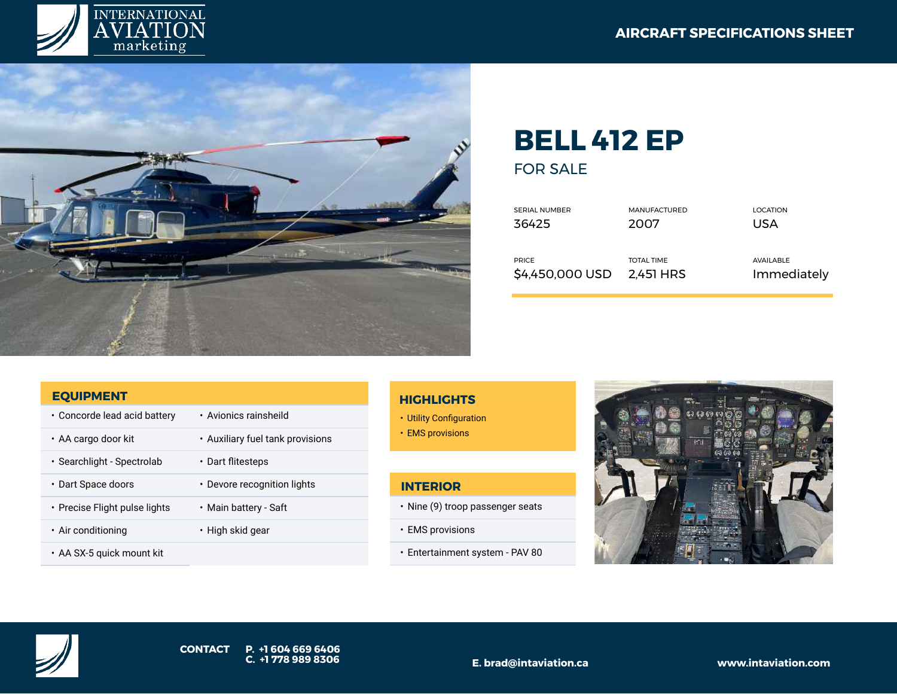INTERNATIONAL AVIATION marketing

**AIRCRAFT SPECIFICATIONS SHEET**

# BELL 412 EP

## FOR SALE

| SERIAL NUMBER | MANUFACTURED | LOCATION |
|---|---|---|
| 36425 | 2007 | USA |
| **PRICE** | **TOTAL TIME** | **AVAILABLE** |
| $4,450,000 USD | 2,451 HRS | Immediately |

## EQUIPMENT

- Concorde lead acid battery
- Avionics rainsheild
- AA cargo door kit
- Auxiliary fuel tank provisions
- Searchlight - Spectrolab
- Dart flitesteps
- Dart Space doors
- Devore recognition lights
- Precise Flight pulse lights
- Main battery - Saft
- Air conditioning
- High skid gear
- AA SX-5 quick mount kit

## HIGHLIGHTS

- Utility Configuration
- EMS provisions

## INTERIOR

- Nine (9) troop passenger seats
- EMS provisions
- Entertainment system - PAV 80

**CONTACT** P. +1 604 669 6406
C. +1 778 989 8306

E. brad@intaviation.ca

www.intaviation.com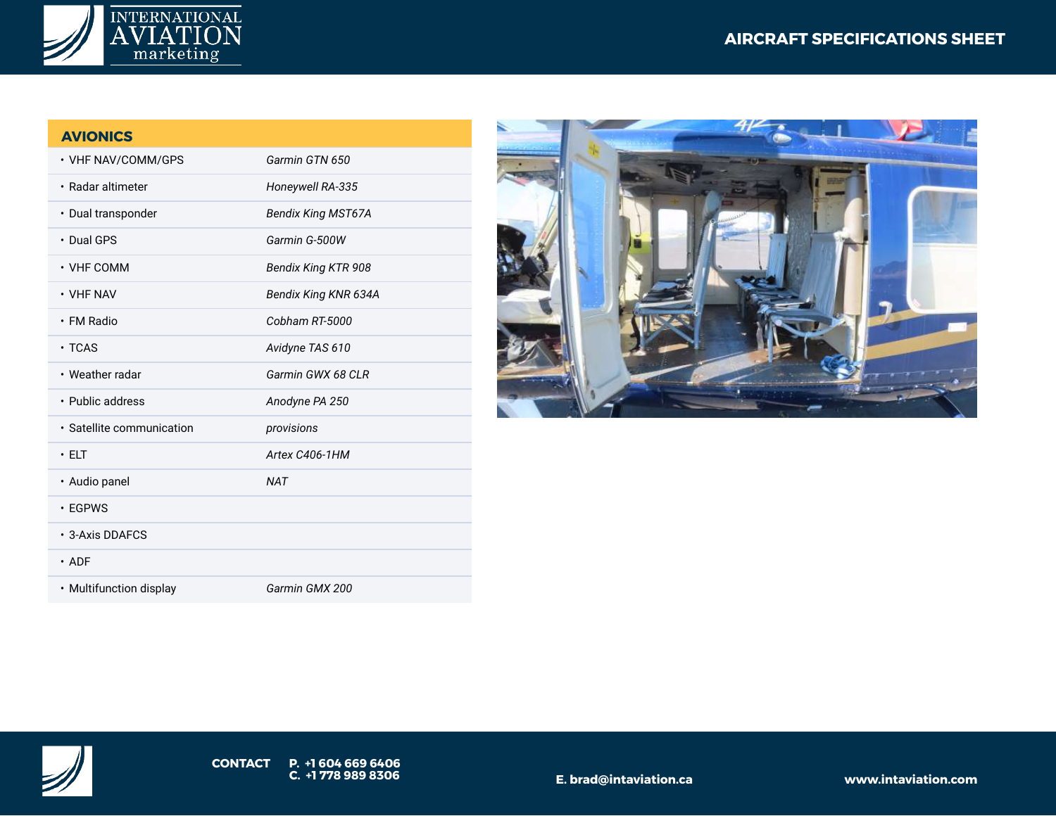## AVIONICS

| | |
|---|---|
| • VHF NAV/COMM/GPS | *Garmin GTN 650* |
| • Radar altimeter | *Honeywell RA-335* |
| • Dual transponder | *Bendix King MST67A* |
| • Dual GPS | *Garmin G-500W* |
| • VHF COMM | *Bendix King KTR 908* |
| • VHF NAV | *Bendix King KNR 634A* |
| • FM Radio | *Cobham RT-5000* |
| • TCAS | *Avidyne TAS 610* |
| • Weather radar | *Garmin GWX 68 CLR* |
| • Public address | *Anodyne PA 250* |
| • Satellite communication | *provisions* |
| • ELT | *Artex C406-1HM* |
| • Audio panel | *NAT* |
| • EGPWS | |
| • 3-Axis DDAFCS | |
| • ADF | |
| • Multifunction display | *Garmin GMX 200* |

**CONTACT** **P. +1 604 669 6406**
**C. +1 778 989 8306**

**E. brad@intaviation.ca**

**www.intaviation.com**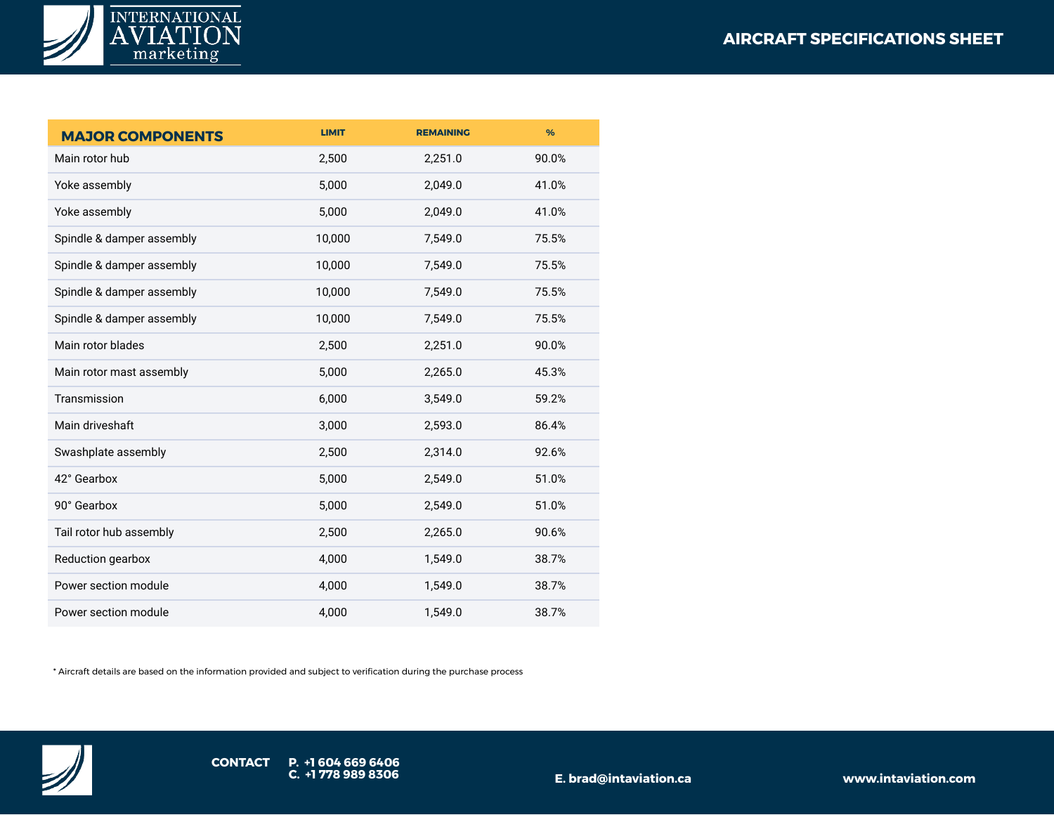| MAJOR COMPONENTS | LIMIT | REMAINING | % |
|---|---|---|---|
| Main rotor hub | 2,500 | 2,251.0 | 90.0% |
| Yoke assembly | 5,000 | 2,049.0 | 41.0% |
| Yoke assembly | 5,000 | 2,049.0 | 41.0% |
| Spindle & damper assembly | 10,000 | 7,549.0 | 75.5% |
| Spindle & damper assembly | 10,000 | 7,549.0 | 75.5% |
| Spindle & damper assembly | 10,000 | 7,549.0 | 75.5% |
| Spindle & damper assembly | 10,000 | 7,549.0 | 75.5% |
| Main rotor blades | 2,500 | 2,251.0 | 90.0% |
| Main rotor mast assembly | 5,000 | 2,265.0 | 45.3% |
| Transmission | 6,000 | 3,549.0 | 59.2% |
| Main driveshaft | 3,000 | 2,593.0 | 86.4% |
| Swashplate assembly | 2,500 | 2,314.0 | 92.6% |
| 42° Gearbox | 5,000 | 2,549.0 | 51.0% |
| 90° Gearbox | 5,000 | 2,549.0 | 51.0% |
| Tail rotor hub assembly | 2,500 | 2,265.0 | 90.6% |
| Reduction gearbox | 4,000 | 1,549.0 | 38.7% |
| Power section module | 4,000 | 1,549.0 | 38.7% |
| Power section module | 4,000 | 1,549.0 | 38.7% |

* Aircraft details are based on the information provided and subject to verification during the purchase process

**CONTACT** **P. +1 604 669 6406**
**C. +1 778 989 8306**

**E. brad@intaviation.ca**

**www.intaviation.com**